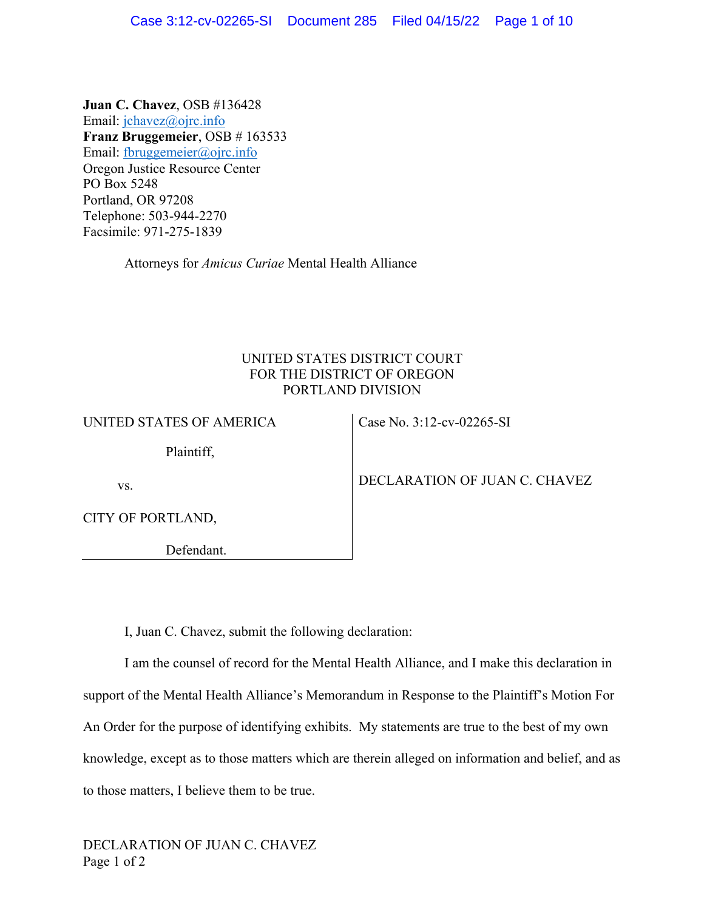**Juan C. Chavez**, OSB #136428
Email: jchavez@ojrc.info
**Franz Bruggemeier**, OSB # 163533
Email: fbruggemeier@ojrc.info
Oregon Justice Resource Center
PO Box 5248
Portland, OR 97208
Telephone: 503-944-2270
Facsimile: 971-275-1839

Attorneys for *Amicus Curiae* Mental Health Alliance

UNITED STATES DISTRICT COURT
FOR THE DISTRICT OF OREGON
PORTLAND DIVISION

| | |
|---|---|
| UNITED STATES OF AMERICA<br><br>Plaintiff,<br><br>vs.<br><br>CITY OF PORTLAND,<br><br>Defendant. | Case No. 3:12-cv-02265-SI<br><br>DECLARATION OF JUAN C. CHAVEZ |

I, Juan C. Chavez, submit the following declaration:

I am the counsel of record for the Mental Health Alliance, and I make this declaration in support of the Mental Health Alliance's Memorandum in Response to the Plaintiff's Motion For An Order for the purpose of identifying exhibits. My statements are true to the best of my own knowledge, except as to those matters which are therein alleged on information and belief, and as to those matters, I believe them to be true.

DECLARATION OF JUAN C. CHAVEZ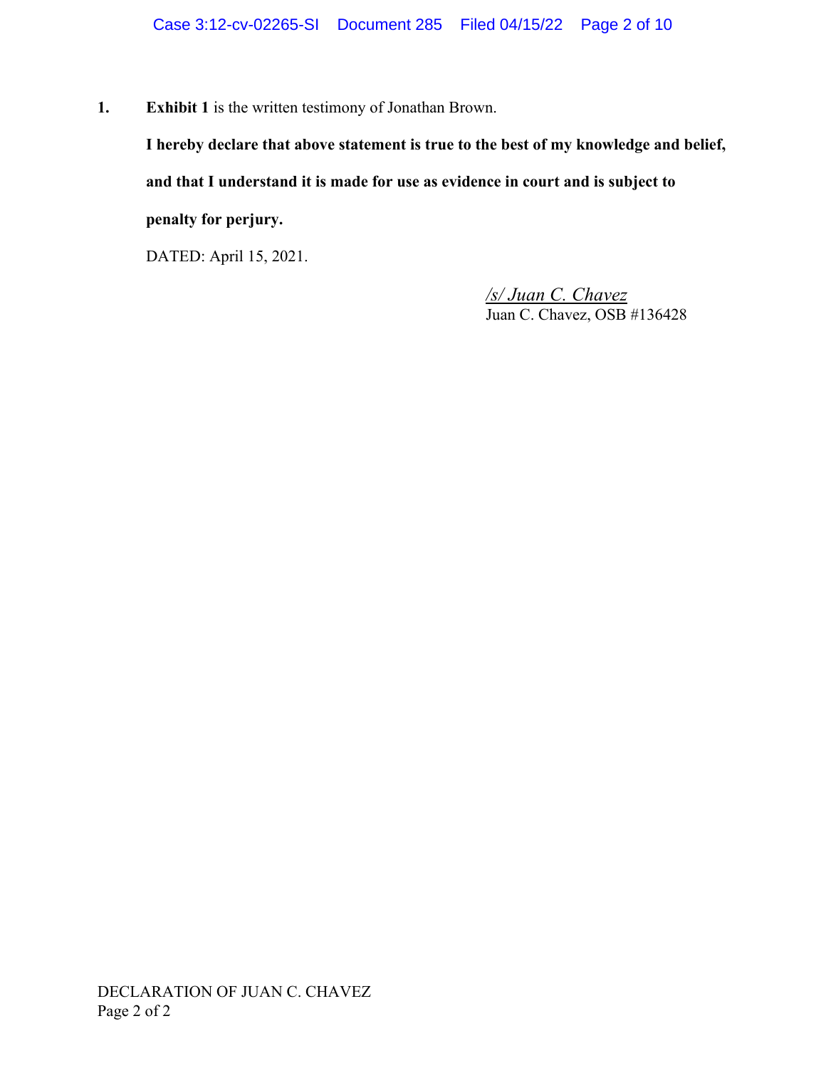1. **Exhibit 1** is the written testimony of Jonathan Brown.

**I hereby declare that above statement is true to the best of my knowledge and belief, and that I understand it is made for use as evidence in court and is subject to penalty for perjury.**

DATED: April 15, 2021.

*/s/ Juan C. Chavez*
Juan C. Chavez, OSB #136428

DECLARATION OF JUAN C. CHAVEZ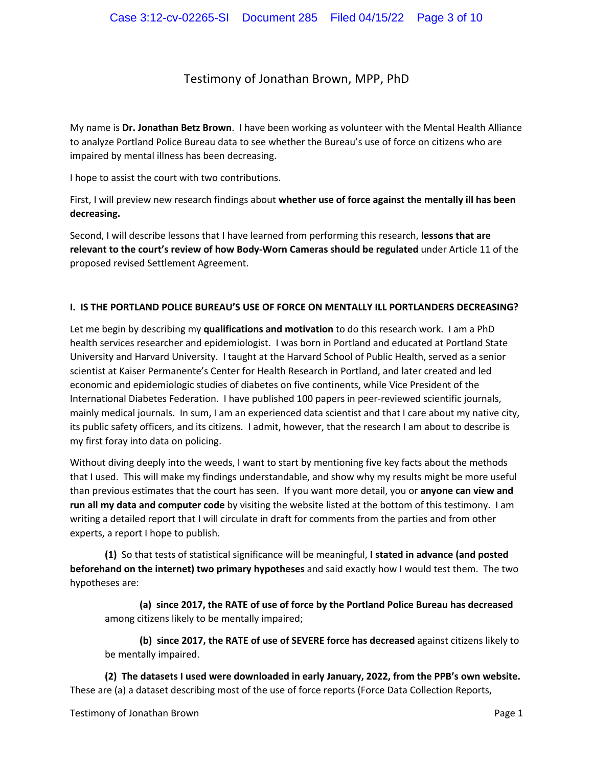# Testimony of Jonathan Brown, MPP, PhD

My name is **Dr. Jonathan Betz Brown**. I have been working as volunteer with the Mental Health Alliance to analyze Portland Police Bureau data to see whether the Bureau's use of force on citizens who are impaired by mental illness has been decreasing.

I hope to assist the court with two contributions.

First, I will preview new research findings about **whether use of force against the mentally ill has been decreasing.**

Second, I will describe lessons that I have learned from performing this research, **lessons that are relevant to the court's review of how Body-Worn Cameras should be regulated** under Article 11 of the proposed revised Settlement Agreement.

## I. IS THE PORTLAND POLICE BUREAU'S USE OF FORCE ON MENTALLY ILL PORTLANDERS DECREASING?

Let me begin by describing my **qualifications and motivation** to do this research work. I am a PhD health services researcher and epidemiologist. I was born in Portland and educated at Portland State University and Harvard University. I taught at the Harvard School of Public Health, served as a senior scientist at Kaiser Permanente's Center for Health Research in Portland, and later created and led economic and epidemiologic studies of diabetes on five continents, while Vice President of the International Diabetes Federation. I have published 100 papers in peer-reviewed scientific journals, mainly medical journals. In sum, I am an experienced data scientist and that I care about my native city, its public safety officers, and its citizens. I admit, however, that the research I am about to describe is my first foray into data on policing.

Without diving deeply into the weeds, I want to start by mentioning five key facts about the methods that I used. This will make my findings understandable, and show why my results might be more useful than previous estimates that the court has seen. If you want more detail, you or **anyone can view and run all my data and computer code** by visiting the website listed at the bottom of this testimony. I am writing a detailed report that I will circulate in draft for comments from the parties and from other experts, a report I hope to publish.

**(1)** So that tests of statistical significance will be meaningful, **I stated in advance (and posted beforehand on the internet) two primary hypotheses** and said exactly how I would test them. The two hypotheses are:

> **(a) since 2017, the RATE of use of force by the Portland Police Bureau has decreased** among citizens likely to be mentally impaired;
>
> **(b) since 2017, the RATE of use of SEVERE force has decreased** against citizens likely to be mentally impaired.

**(2) The datasets I used were downloaded in early January, 2022, from the PPB's own website.** These are (a) a dataset describing most of the use of force reports (Force Data Collection Reports,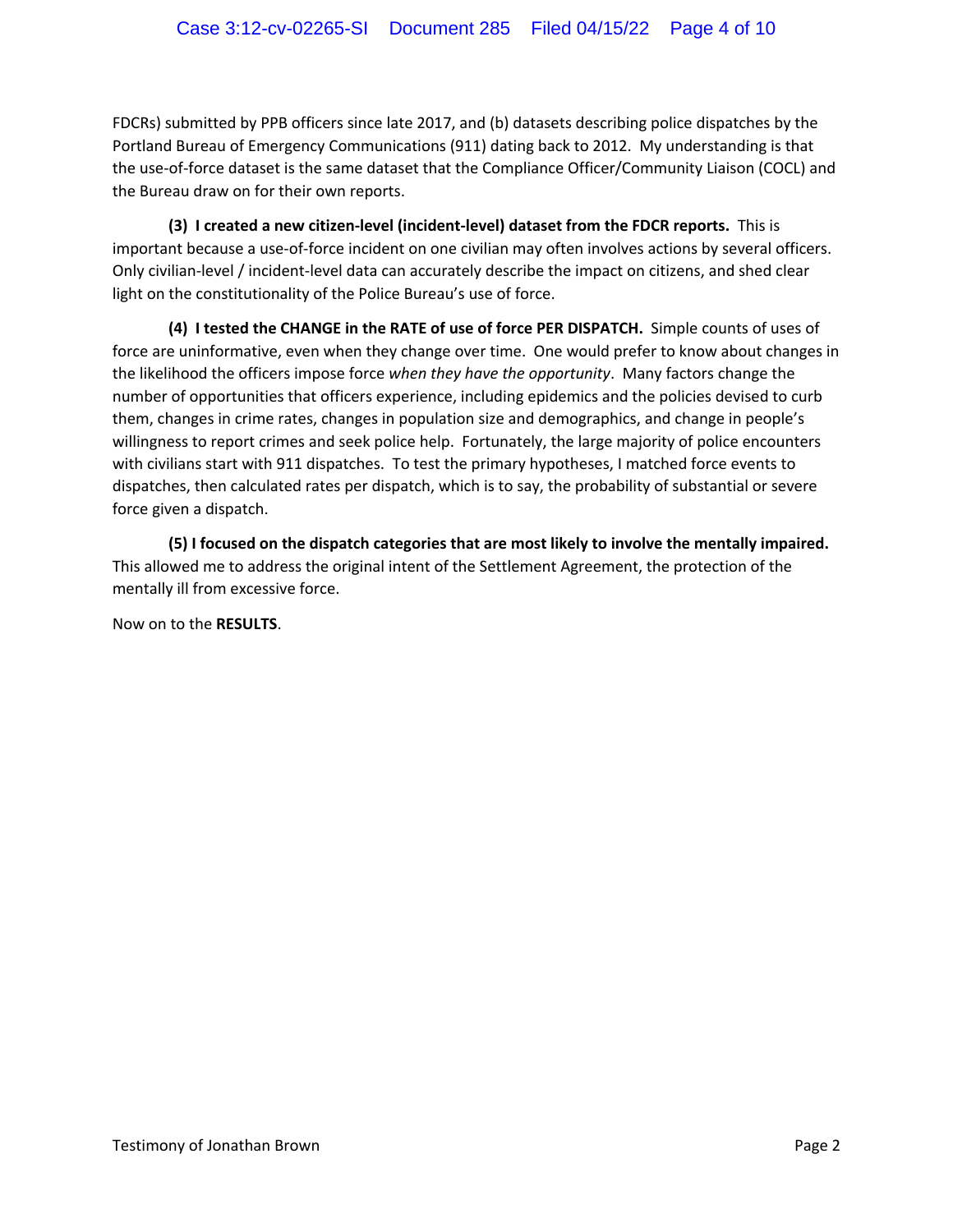FDCRs) submitted by PPB officers since late 2017, and (b) datasets describing police dispatches by the Portland Bureau of Emergency Communications (911) dating back to 2012. My understanding is that the use-of-force dataset is the same dataset that the Compliance Officer/Community Liaison (COCL) and the Bureau draw on for their own reports.

**(3) I created a new citizen-level (incident-level) dataset from the FDCR reports.** This is important because a use-of-force incident on one civilian may often involves actions by several officers. Only civilian-level / incident-level data can accurately describe the impact on citizens, and shed clear light on the constitutionality of the Police Bureau's use of force.

**(4) I tested the CHANGE in the RATE of use of force PER DISPATCH.** Simple counts of uses of force are uninformative, even when they change over time. One would prefer to know about changes in the likelihood the officers impose force *when they have the opportunity*. Many factors change the number of opportunities that officers experience, including epidemics and the policies devised to curb them, changes in crime rates, changes in population size and demographics, and change in people's willingness to report crimes and seek police help. Fortunately, the large majority of police encounters with civilians start with 911 dispatches. To test the primary hypotheses, I matched force events to dispatches, then calculated rates per dispatch, which is to say, the probability of substantial or severe force given a dispatch.

**(5) I focused on the dispatch categories that are most likely to involve the mentally impaired.** This allowed me to address the original intent of the Settlement Agreement, the protection of the mentally ill from excessive force.

Now on to the **RESULTS**.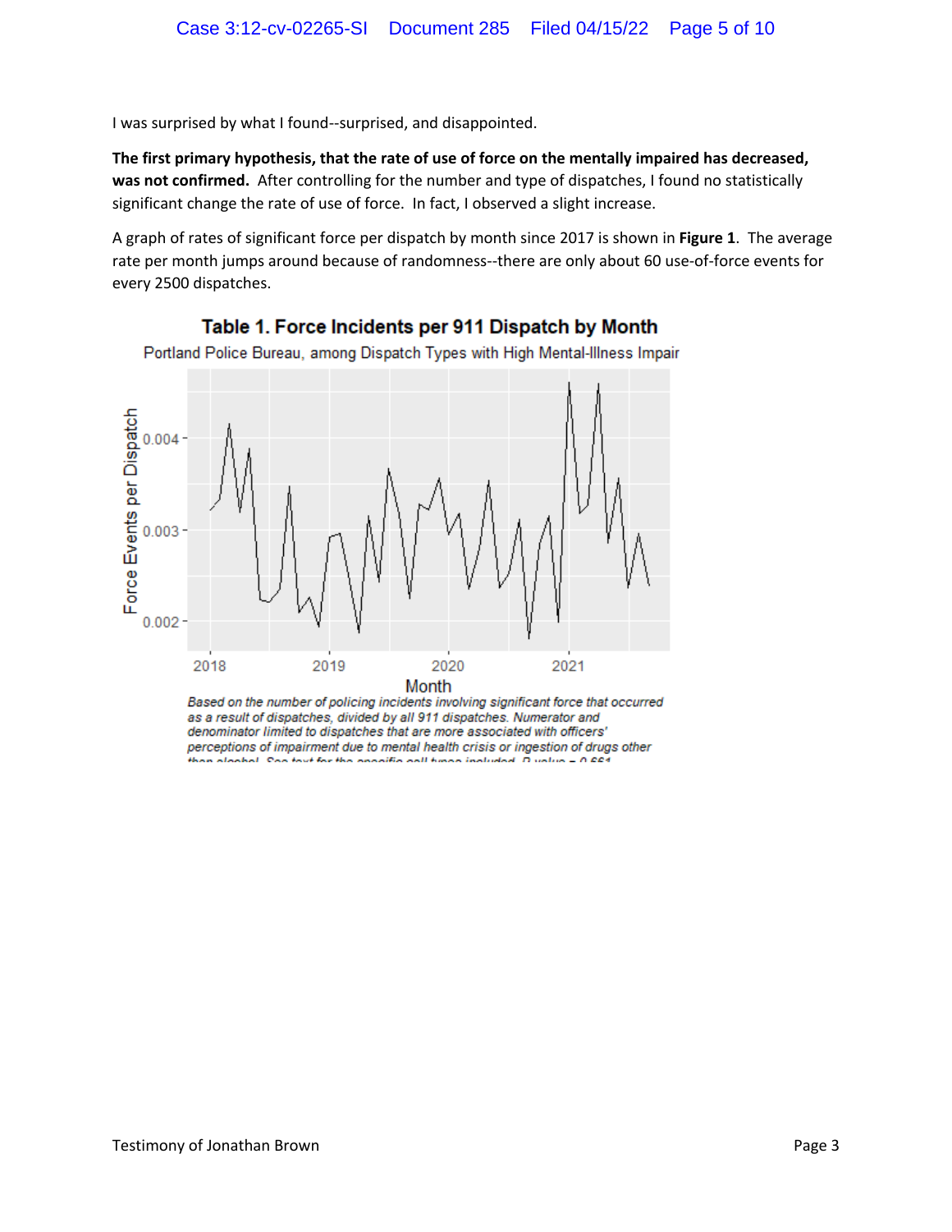I was surprised by what I found--surprised, and disappointed.

**The first primary hypothesis, that the rate of use of force on the mentally impaired has decreased, was not confirmed.** After controlling for the number and type of dispatches, I found no statistically significant change the rate of use of force. In fact, I observed a slight increase.

A graph of rates of significant force per dispatch by month since 2017 is shown in **Figure 1**. The average rate per month jumps around because of randomness--there are only about 60 use-of-force events for every 2500 dispatches.

**Table 1. Force Incidents per 911 Dispatch by Month**

Portland Police Bureau, among Dispatch Types with High Mental-Illness Impair

*Based on the number of policing incidents involving significant force that occurred as a result of dispatches, divided by all 911 dispatches. Numerator and denominator limited to dispatches that are more associated with officers' perceptions of impairment due to mental health crisis or ingestion of drugs other than alcohol. See text for the specific call types included. P value = 0.661*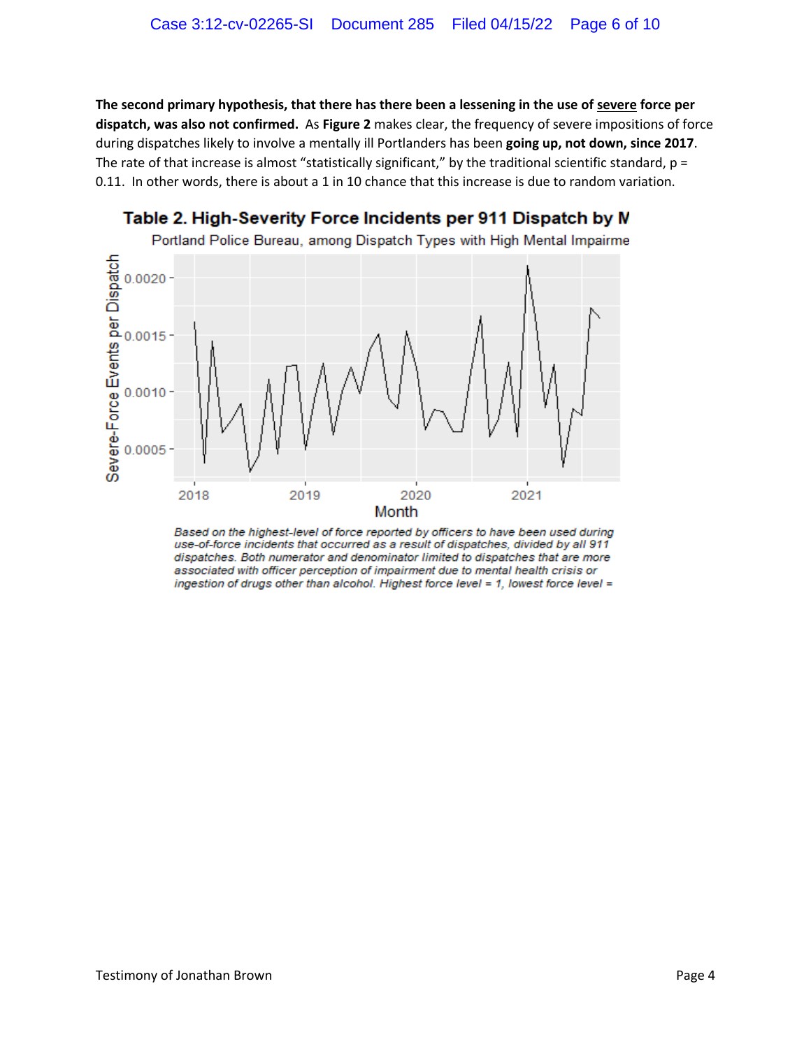**The second primary hypothesis, that there has there been a lessening in the use of <u>severe</u> force per dispatch, was also not confirmed.** As **Figure 2** makes clear, the frequency of severe impositions of force during dispatches likely to involve a mentally ill Portlanders has been **going up, not down, since 2017**. The rate of that increase is almost "statistically significant," by the traditional scientific standard, $p = 0.11$. In other words, there is about a 1 in 10 chance that this increase is due to random variation.

**Table 2. High-Severity Force Incidents per 911 Dispatch by M**

Portland Police Bureau, among Dispatch Types with High Mental Impairme

*Based on the highest-level of force reported by officers to have been used during use-of-force incidents that occurred as a result of dispatches, divided by all 911 dispatches. Both numerator and denominator limited to dispatches that are more associated with officer perception of impairment due to mental health crisis or ingestion of drugs other than alcohol. Highest force level = 1, lowest force level =*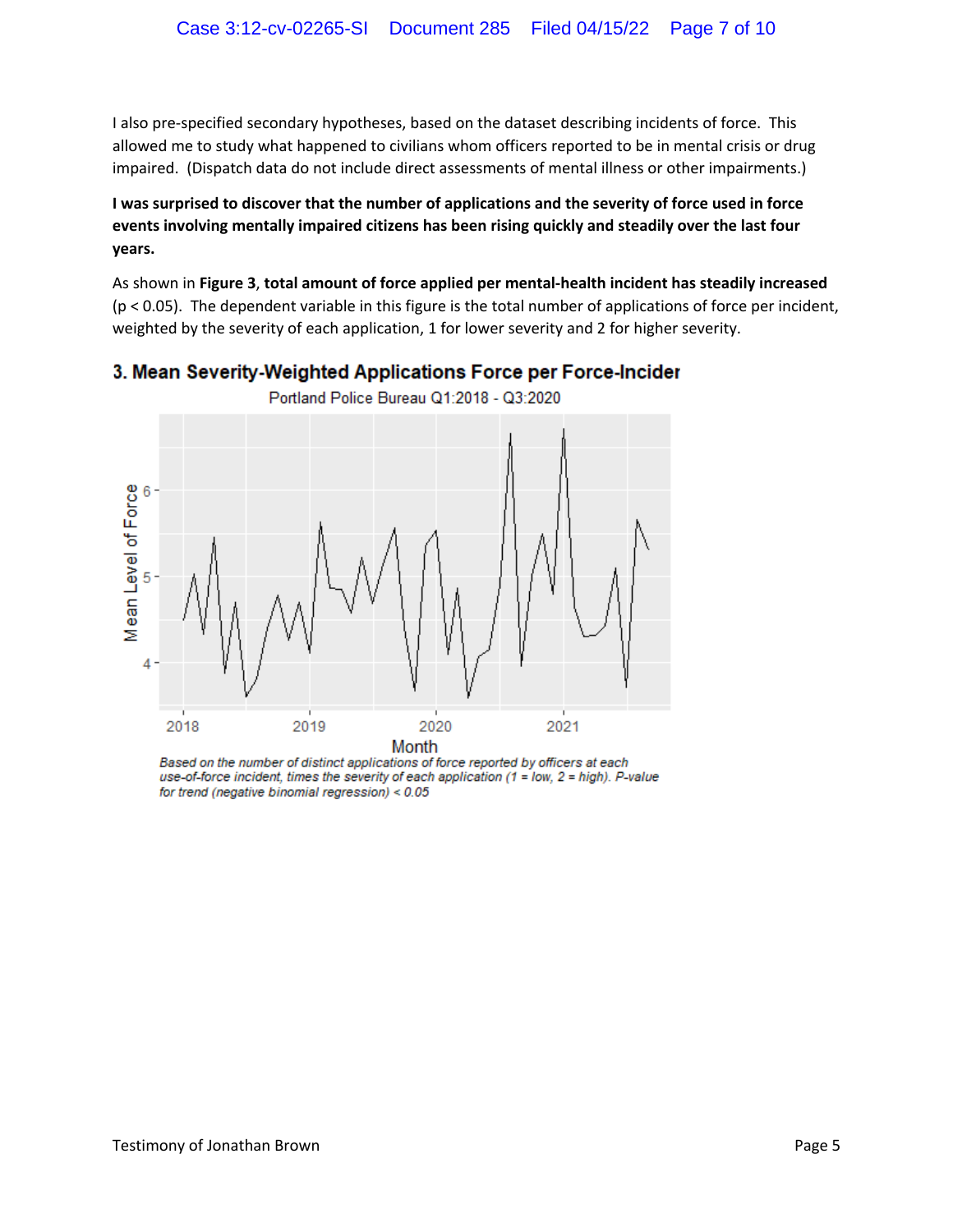I also pre-specified secondary hypotheses, based on the dataset describing incidents of force. This allowed me to study what happened to civilians whom officers reported to be in mental crisis or drug impaired. (Dispatch data do not include direct assessments of mental illness or other impairments.)

**I was surprised to discover that the number of applications and the severity of force used in force events involving mentally impaired citizens has been rising quickly and steadily over the last four years.**

As shown in **Figure 3**, **total amount of force applied per mental-health incident has steadily increased** ($p < 0.05$). The dependent variable in this figure is the total number of applications of force per incident, weighted by the severity of each application, 1 for lower severity and 2 for higher severity.

**3. Mean Severity-Weighted Applications Force per Force-Incider**

Portland Police Bureau Q1:2018 - Q3:2020

*Based on the number of distinct applications of force reported by officers at each use-of-force incident, times the severity of each application (1 = low, 2 = high). P-value for trend (negative binomial regression) < 0.05*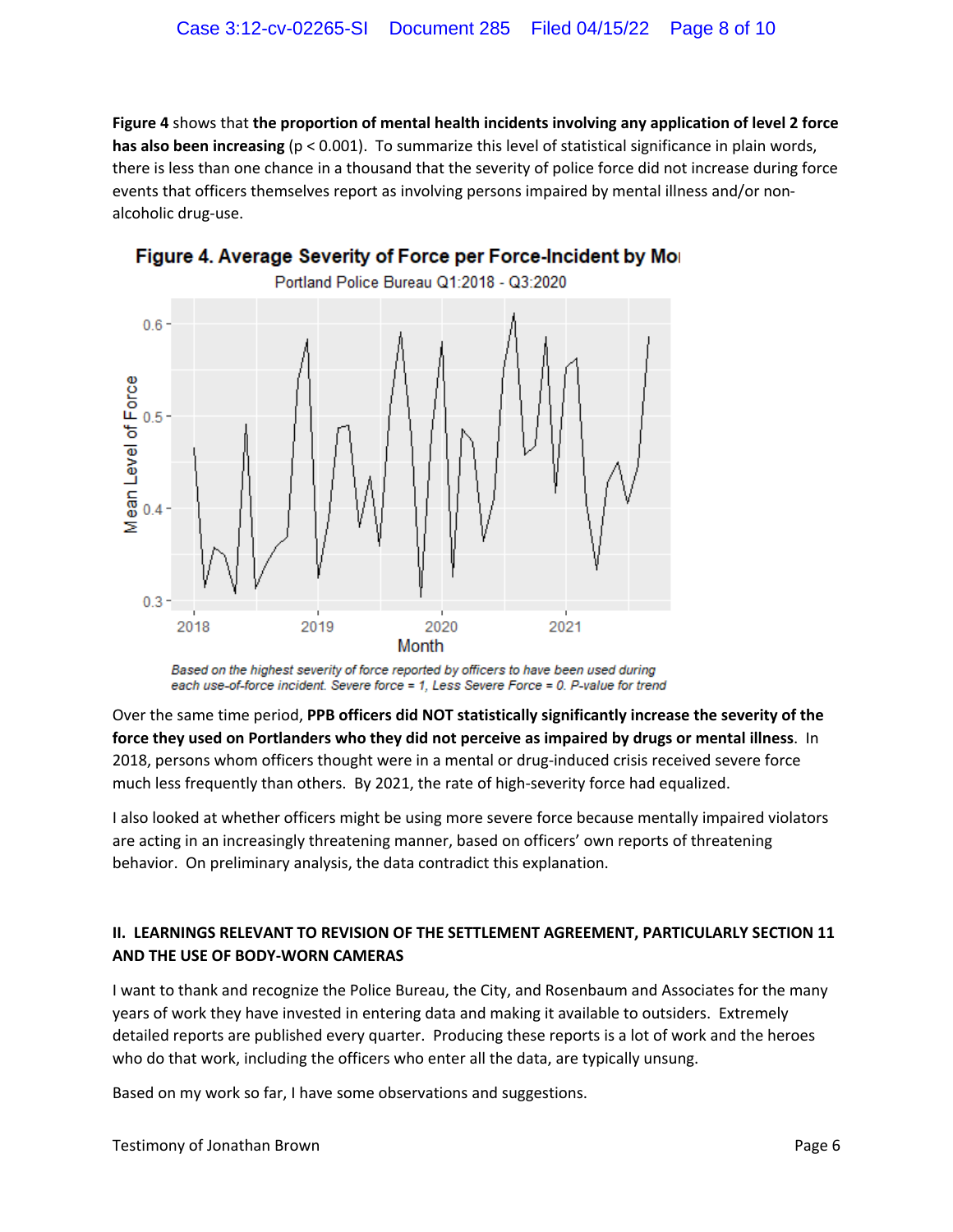**Figure 4** shows that **the proportion of mental health incidents involving any application of level 2 force has also been increasing** ($p < 0.001$). To summarize this level of statistical significance in plain words, there is less than one chance in a thousand that the severity of police force did not increase during force events that officers themselves report as involving persons impaired by mental illness and/or non-alcoholic drug-use.

**Figure 4. Average Severity of Force per Force-Incident by Mo**

Portland Police Bureau Q1:2018 - Q3:2020

*Based on the highest severity of force reported by officers to have been used during each use-of-force incident. Severe force = 1, Less Severe Force = 0. P-value for trend*

Over the same time period, **PPB officers did NOT statistically significantly increase the severity of the force they used on Portlanders who they did not perceive as impaired by drugs or mental illness**. In 2018, persons whom officers thought were in a mental or drug-induced crisis received severe force much less frequently than others. By 2021, the rate of high-severity force had equalized.

I also looked at whether officers might be using more severe force because mentally impaired violators are acting in an increasingly threatening manner, based on officers' own reports of threatening behavior. On preliminary analysis, the data contradict this explanation.

## II. LEARNINGS RELEVANT TO REVISION OF THE SETTLEMENT AGREEMENT, PARTICULARLY SECTION 11 AND THE USE OF BODY-WORN CAMERAS

I want to thank and recognize the Police Bureau, the City, and Rosenbaum and Associates for the many years of work they have invested in entering data and making it available to outsiders. Extremely detailed reports are published every quarter. Producing these reports is a lot of work and the heroes who do that work, including the officers who enter all the data, are typically unsung.

Based on my work so far, I have some observations and suggestions.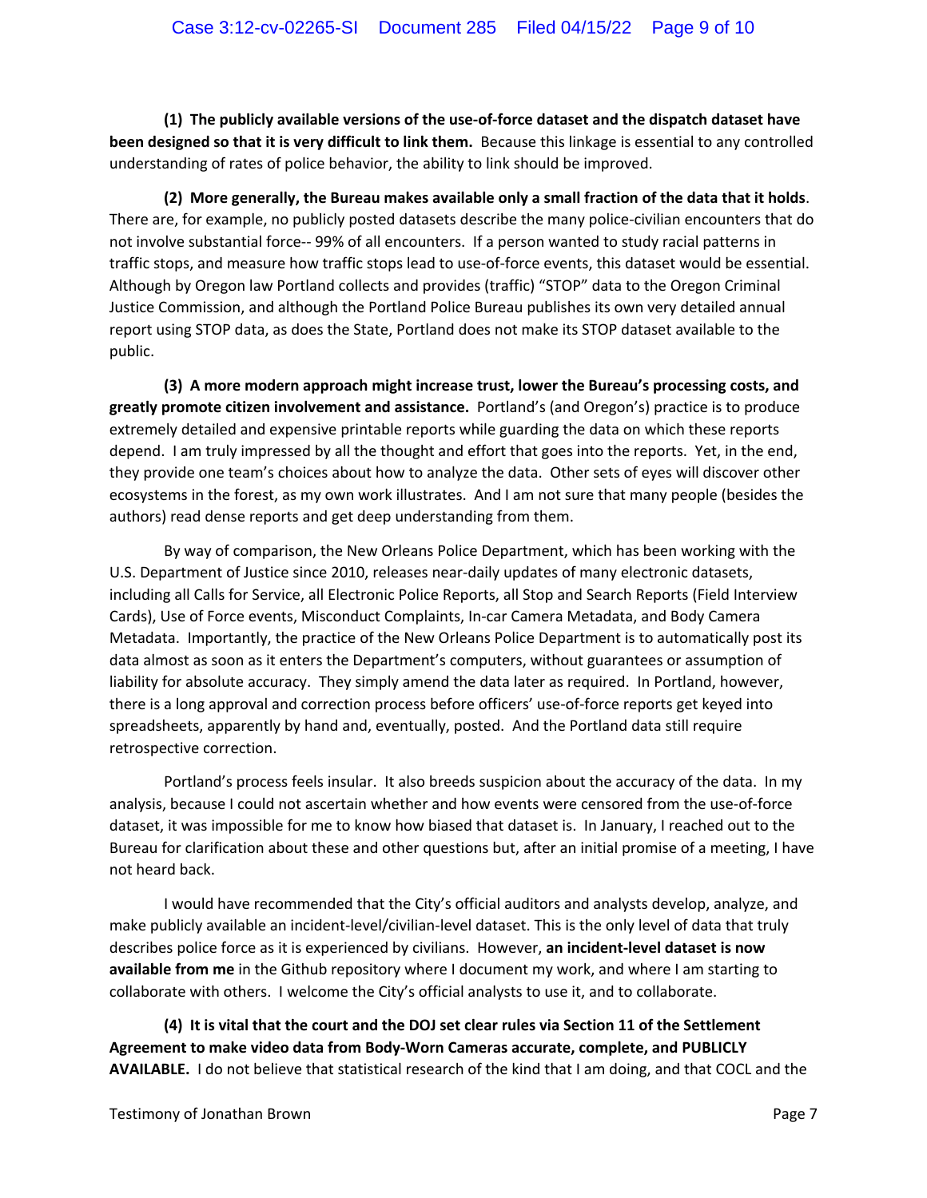**(1) The publicly available versions of the use-of-force dataset and the dispatch dataset have been designed so that it is very difficult to link them.** Because this linkage is essential to any controlled understanding of rates of police behavior, the ability to link should be improved.

**(2) More generally, the Bureau makes available only a small fraction of the data that it holds**. There are, for example, no publicly posted datasets describe the many police-civilian encounters that do not involve substantial force-- 99% of all encounters. If a person wanted to study racial patterns in traffic stops, and measure how traffic stops lead to use-of-force events, this dataset would be essential. Although by Oregon law Portland collects and provides (traffic) "STOP" data to the Oregon Criminal Justice Commission, and although the Portland Police Bureau publishes its own very detailed annual report using STOP data, as does the State, Portland does not make its STOP dataset available to the public.

**(3) A more modern approach might increase trust, lower the Bureau's processing costs, and greatly promote citizen involvement and assistance.** Portland's (and Oregon's) practice is to produce extremely detailed and expensive printable reports while guarding the data on which these reports depend. I am truly impressed by all the thought and effort that goes into the reports. Yet, in the end, they provide one team's choices about how to analyze the data. Other sets of eyes will discover other ecosystems in the forest, as my own work illustrates. And I am not sure that many people (besides the authors) read dense reports and get deep understanding from them.

By way of comparison, the New Orleans Police Department, which has been working with the U.S. Department of Justice since 2010, releases near-daily updates of many electronic datasets, including all Calls for Service, all Electronic Police Reports, all Stop and Search Reports (Field Interview Cards), Use of Force events, Misconduct Complaints, In-car Camera Metadata, and Body Camera Metadata. Importantly, the practice of the New Orleans Police Department is to automatically post its data almost as soon as it enters the Department's computers, without guarantees or assumption of liability for absolute accuracy. They simply amend the data later as required. In Portland, however, there is a long approval and correction process before officers' use-of-force reports get keyed into spreadsheets, apparently by hand and, eventually, posted. And the Portland data still require retrospective correction.

Portland's process feels insular. It also breeds suspicion about the accuracy of the data. In my analysis, because I could not ascertain whether and how events were censored from the use-of-force dataset, it was impossible for me to know how biased that dataset is. In January, I reached out to the Bureau for clarification about these and other questions but, after an initial promise of a meeting, I have not heard back.

I would have recommended that the City's official auditors and analysts develop, analyze, and make publicly available an incident-level/civilian-level dataset. This is the only level of data that truly describes police force as it is experienced by civilians. However, **an incident-level dataset is now available from me** in the Github repository where I document my work, and where I am starting to collaborate with others. I welcome the City's official analysts to use it, and to collaborate.

**(4) It is vital that the court and the DOJ set clear rules via Section 11 of the Settlement Agreement to make video data from Body-Worn Cameras accurate, complete, and PUBLICLY AVAILABLE.** I do not believe that statistical research of the kind that I am doing, and that COCL and the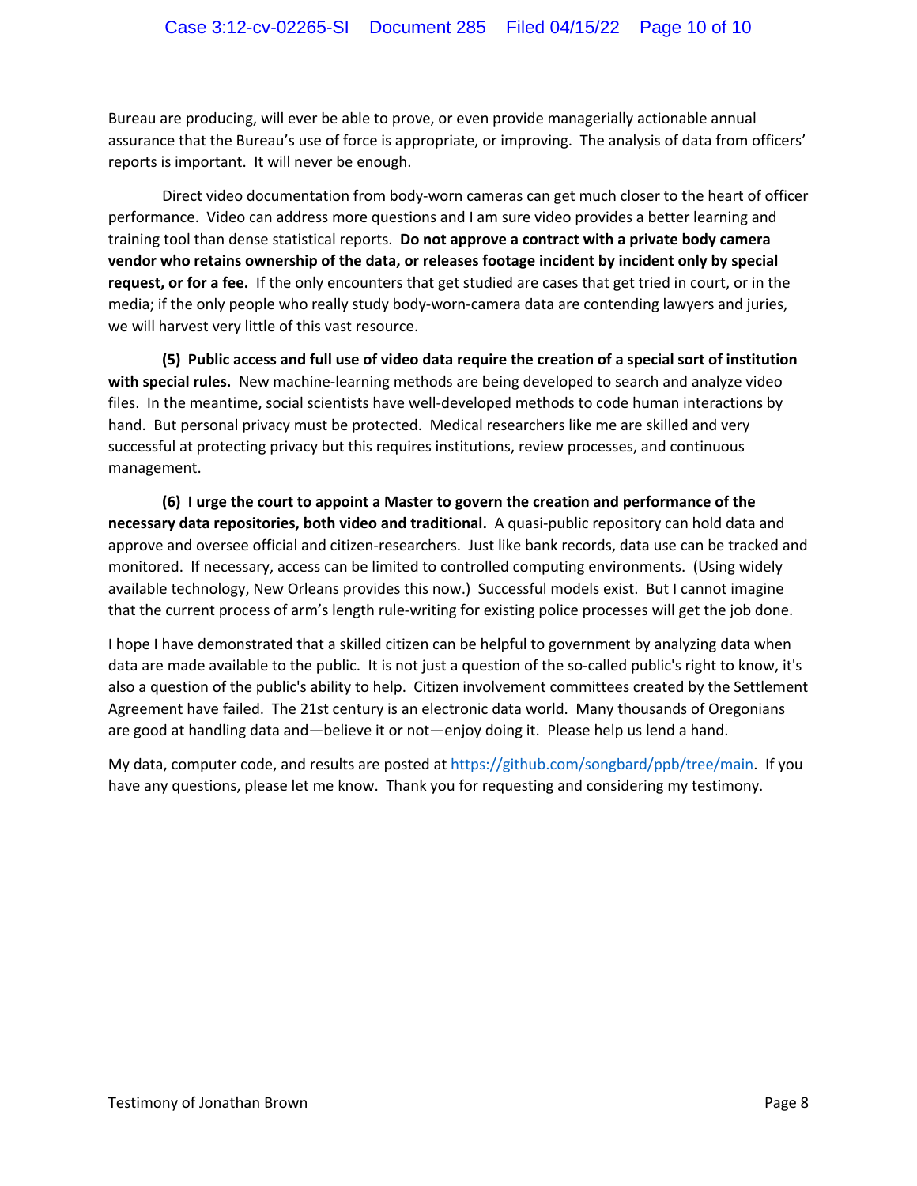Bureau are producing, will ever be able to prove, or even provide managerially actionable annual assurance that the Bureau's use of force is appropriate, or improving. The analysis of data from officers' reports is important. It will never be enough.

Direct video documentation from body-worn cameras can get much closer to the heart of officer performance. Video can address more questions and I am sure video provides a better learning and training tool than dense statistical reports. **Do not approve a contract with a private body camera vendor who retains ownership of the data, or releases footage incident by incident only by special request, or for a fee.** If the only encounters that get studied are cases that get tried in court, or in the media; if the only people who really study body-worn-camera data are contending lawyers and juries, we will harvest very little of this vast resource.

**(5) Public access and full use of video data require the creation of a special sort of institution with special rules.** New machine-learning methods are being developed to search and analyze video files. In the meantime, social scientists have well-developed methods to code human interactions by hand. But personal privacy must be protected. Medical researchers like me are skilled and very successful at protecting privacy but this requires institutions, review processes, and continuous management.

**(6) I urge the court to appoint a Master to govern the creation and performance of the necessary data repositories, both video and traditional.** A quasi-public repository can hold data and approve and oversee official and citizen-researchers. Just like bank records, data use can be tracked and monitored. If necessary, access can be limited to controlled computing environments. (Using widely available technology, New Orleans provides this now.) Successful models exist. But I cannot imagine that the current process of arm's length rule-writing for existing police processes will get the job done.

I hope I have demonstrated that a skilled citizen can be helpful to government by analyzing data when data are made available to the public. It is not just a question of the so-called public's right to know, it's also a question of the public's ability to help. Citizen involvement committees created by the Settlement Agreement have failed. The 21st century is an electronic data world. Many thousands of Oregonians are good at handling data and—believe it or not—enjoy doing it. Please help us lend a hand.

My data, computer code, and results are posted at [https://github.com/songbard/ppb/tree/main](https://github.com/songbard/ppb/tree/main). If you have any questions, please let me know. Thank you for requesting and considering my testimony.